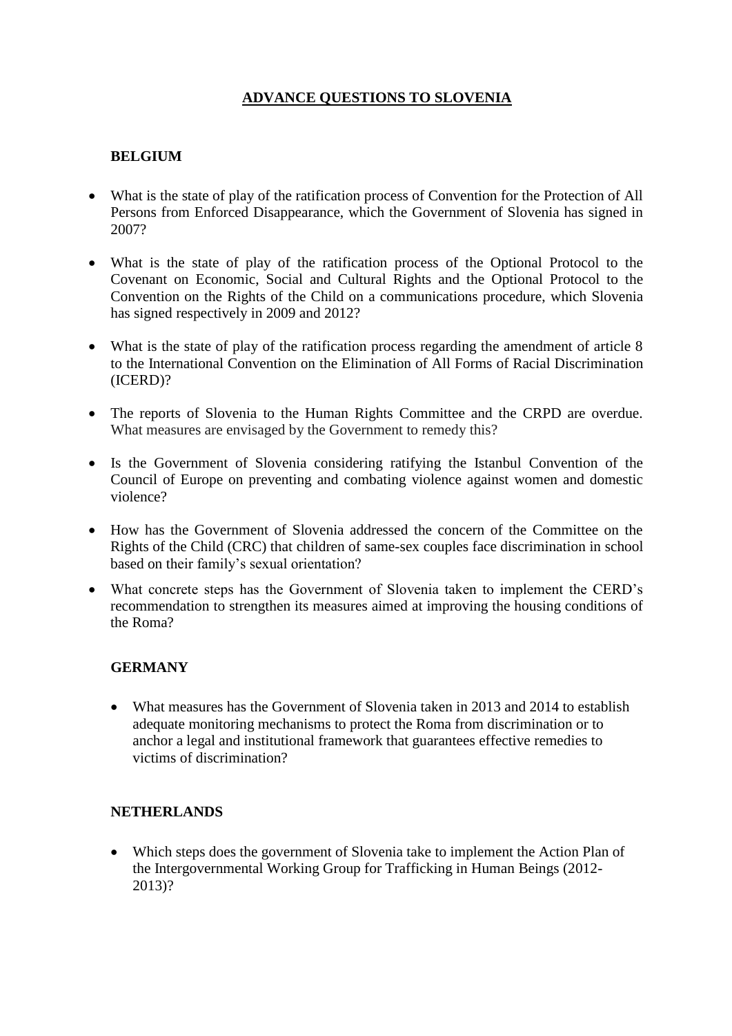# **ADVANCE QUESTIONS TO SLOVENIA**

## **BELGIUM**

- What is the state of play of the ratification process of Convention for the Protection of All Persons from Enforced Disappearance, which the Government of Slovenia has signed in 2007?
- What is the state of play of the ratification process of the Optional Protocol to the Covenant on Economic, Social and Cultural Rights and the Optional Protocol to the Convention on the Rights of the Child on a communications procedure, which Slovenia has signed respectively in 2009 and 2012?
- What is the state of play of the ratification process regarding the amendment of article 8 to the International Convention on the Elimination of All Forms of Racial Discrimination (ICERD)?
- The reports of Slovenia to the Human Rights Committee and the CRPD are overdue. What measures are envisaged by the Government to remedy this?
- Is the Government of Slovenia considering ratifying the Istanbul Convention of the Council of Europe on preventing and combating violence against women and domestic violence?
- How has the Government of Slovenia addressed the concern of the Committee on the Rights of the Child (CRC) that children of same-sex couples face discrimination in school based on their family's sexual orientation?
- What concrete steps has the Government of Slovenia taken to implement the CERD's recommendation to strengthen its measures aimed at improving the housing conditions of the Roma?

## **GERMANY**

- What measures has the Government of Slovenia taken in 2013 and 2014 to establish adequate monitoring mechanisms to protect the Roma from discrimination or to anchor a legal and institutional framework that guarantees effective remedies to victims of discrimination?

## **NETHERLANDS**

- Which steps does the government of Slovenia take to implement the Action Plan of the Intergovernmental Working Group for Trafficking in Human Beings (2012-2013)?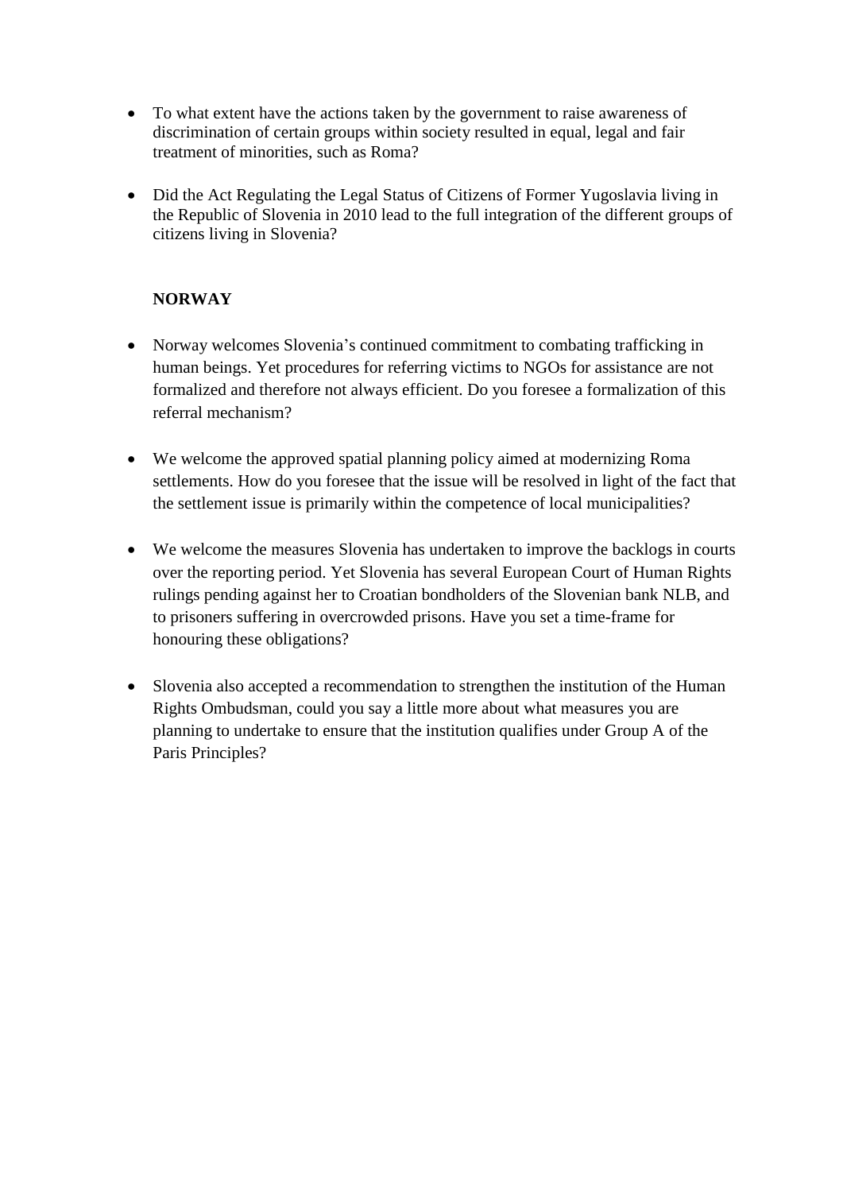- To what extent have the actions taken by the government to raise awareness of discrimination of certain groups within society resulted in equal, legal and fair treatment of minorities, such as Roma?

- Did the Act Regulating the Legal Status of Citizens of Former Yugoslavia living in the Republic of Slovenia in 2010 lead to the full integration of the different groups of citizens living in Slovenia?

**NORWAY**

- Norway welcomes Slovenia's continued commitment to combating trafficking in human beings. Yet procedures for referring victims to NGOs for assistance are not formalized and therefore not always efficient. Do you foresee a formalization of this referral mechanism?

- We welcome the approved spatial planning policy aimed at modernizing Roma settlements. How do you foresee that the issue will be resolved in light of the fact that the settlement issue is primarily within the competence of local municipalities?

- We welcome the measures Slovenia has undertaken to improve the backlogs in courts over the reporting period. Yet Slovenia has several European Court of Human Rights rulings pending against her to Croatian bondholders of the Slovenian bank NLB, and to prisoners suffering in overcrowded prisons. Have you set a time-frame for honouring these obligations?

- Slovenia also accepted a recommendation to strengthen the institution of the Human Rights Ombudsman, could you say a little more about what measures you are planning to undertake to ensure that the institution qualifies under Group A of the Paris Principles?